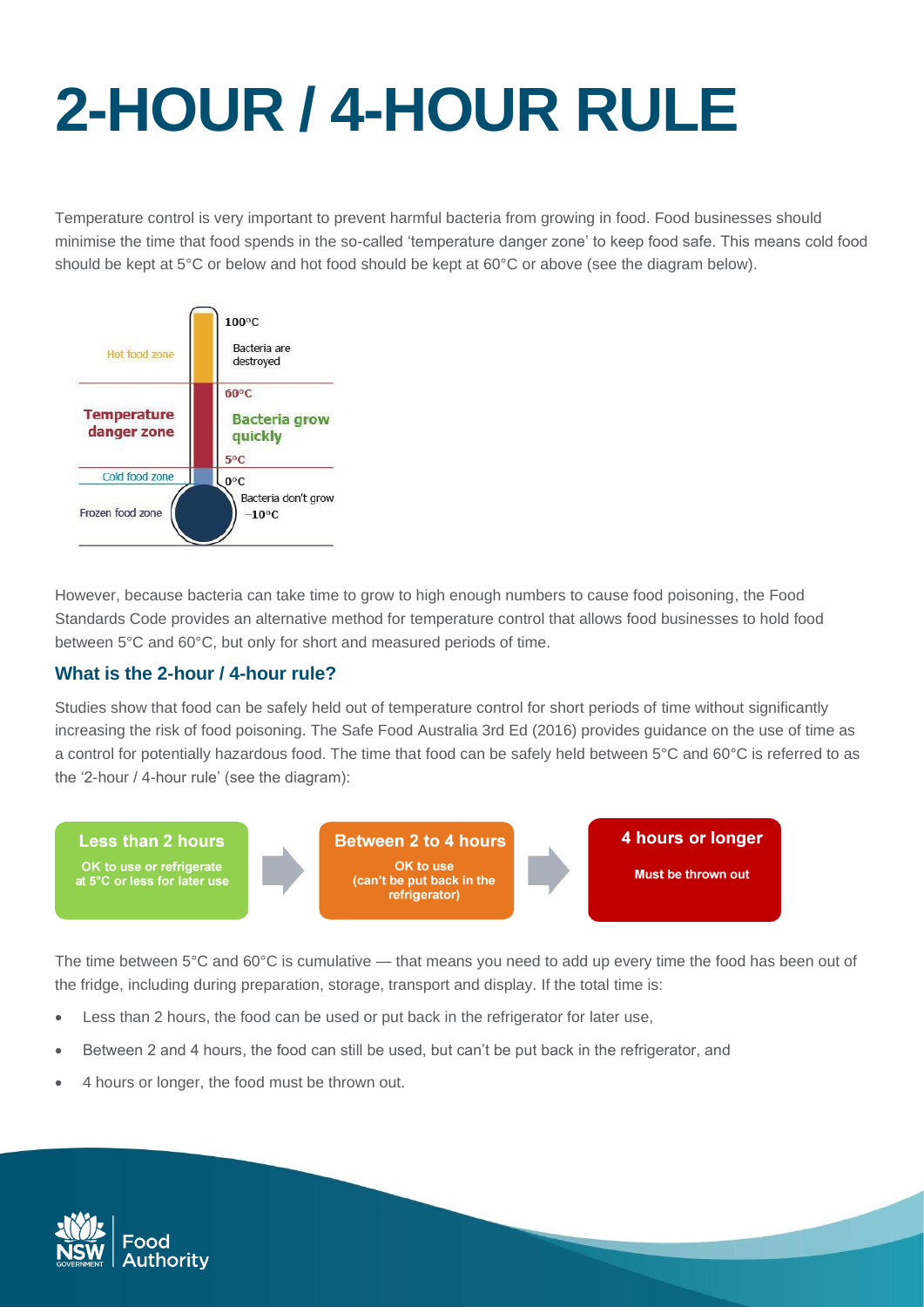# 2-HOUR / 4-HOUR RULE

Temperature control is very important to prevent harmful bacteria from growing in food. Food businesses should minimise the time that food spends in the so-called 'temperature danger zone' to keep food safe. This means cold food should be kept at 5°C or below and hot food should be kept at 60°C or above (see the diagram below).

| Zone | Temperature | Description |
| --- | --- | --- |
| Hot food zone | 100°C | Bacteria are destroyed |
| **Temperature danger zone** | 60°C – 5°C | **Bacteria grow quickly** |
| Cold food zone | 0°C | Bacteria don't grow |
| Frozen food zone | −10°C | |

However, because bacteria can take time to grow to high enough numbers to cause food poisoning, the Food Standards Code provides an alternative method for temperature control that allows food businesses to hold food between 5°C and 60°C, but only for short and measured periods of time.

### What is the 2-hour / 4-hour rule?

Studies show that food can be safely held out of temperature control for short periods of time without significantly increasing the risk of food poisoning. The Safe Food Australia 3rd Ed (2016) provides guidance on the use of time as a control for potentially hazardous food. The time that food can be safely held between 5°C and 60°C is referred to as the '2-hour / 4-hour rule' (see the diagram):

**Less than 2 hours** — OK to use or refrigerate at 5°C or less for later use → **Between 2 to 4 hours** — OK to use (can't be put back in the refrigerator) → **4 hours or longer** — Must be thrown out

The time between 5°C and 60°C is cumulative — that means you need to add up every time the food has been out of the fridge, including during preparation, storage, transport and display. If the total time is:

- Less than 2 hours, the food can be used or put back in the refrigerator for later use,
- Between 2 and 4 hours, the food can still be used, but can't be put back in the refrigerator, and
- 4 hours or longer, the food must be thrown out.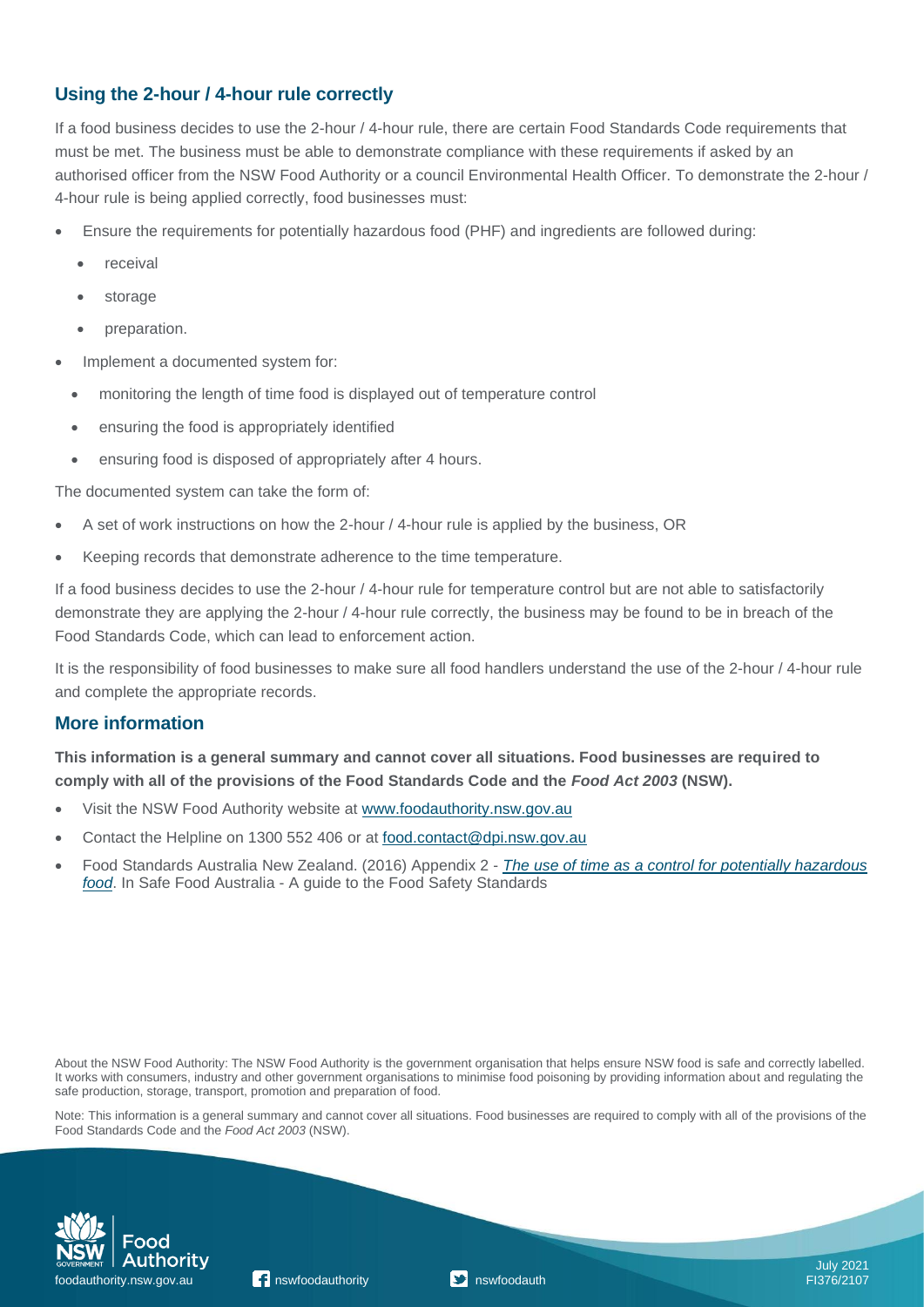## Using the 2-hour / 4-hour rule correctly

If a food business decides to use the 2-hour / 4-hour rule, there are certain Food Standards Code requirements that must be met. The business must be able to demonstrate compliance with these requirements if asked by an authorised officer from the NSW Food Authority or a council Environmental Health Officer. To demonstrate the 2-hour / 4-hour rule is being applied correctly, food businesses must:

- Ensure the requirements for potentially hazardous food (PHF) and ingredients are followed during:
  - receival
  - storage
  - preparation.
- Implement a documented system for:
  - monitoring the length of time food is displayed out of temperature control
  - ensuring the food is appropriately identified
  - ensuring food is disposed of appropriately after 4 hours.

The documented system can take the form of:

- A set of work instructions on how the 2-hour / 4-hour rule is applied by the business, OR
- Keeping records that demonstrate adherence to the time temperature.

If a food business decides to use the 2-hour / 4-hour rule for temperature control but are not able to satisfactorily demonstrate they are applying the 2-hour / 4-hour rule correctly, the business may be found to be in breach of the Food Standards Code, which can lead to enforcement action.

It is the responsibility of food businesses to make sure all food handlers understand the use of the 2-hour / 4-hour rule and complete the appropriate records.

## More information

**This information is a general summary and cannot cover all situations. Food businesses are required to comply with all of the provisions of the Food Standards Code and the *Food Act 2003* (NSW).**

- Visit the NSW Food Authority website at www.foodauthority.nsw.gov.au
- Contact the Helpline on 1300 552 406 or at food.contact@dpi.nsw.gov.au
- Food Standards Australia New Zealand. (2016) Appendix 2 - *The use of time as a control for potentially hazardous food*. In Safe Food Australia - A guide to the Food Safety Standards

About the NSW Food Authority: The NSW Food Authority is the government organisation that helps ensure NSW food is safe and correctly labelled. It works with consumers, industry and other government organisations to minimise food poisoning by providing information about and regulating the safe production, storage, transport, promotion and preparation of food.

Note: This information is a general summary and cannot cover all situations. Food businesses are required to comply with all of the provisions of the Food Standards Code and the *Food Act 2003* (NSW).

foodauthority.nsw.gov.au nswfoodauthority nswfoodauth

July 2021
FI376/2107